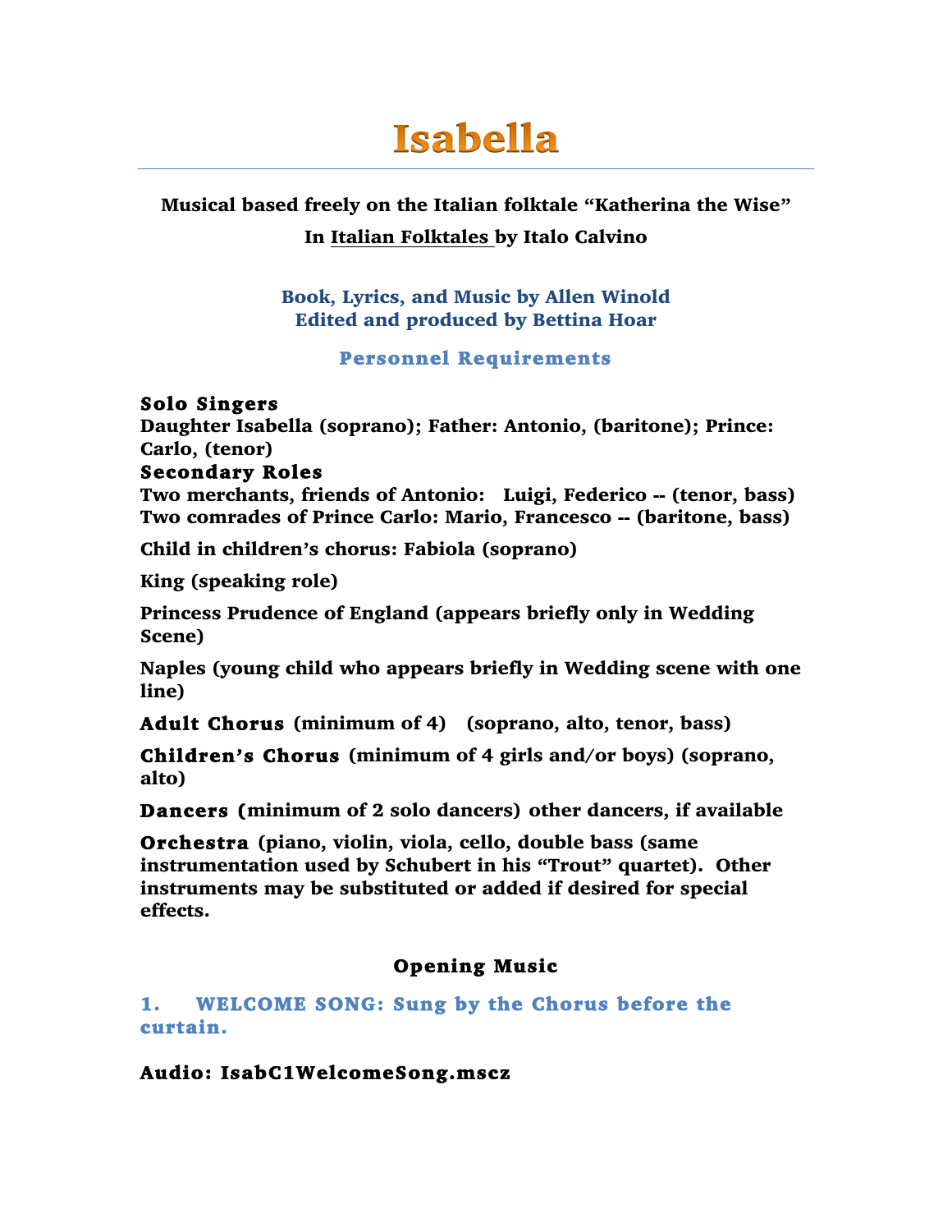# Isabella

**Musical based freely on the Italian folktale "Katherina the Wise"**

**In Italian Folktales by Italo Calvino**

**Book, Lyrics, and Music by Allen Winold**
**Edited and produced by Bettina Hoar**

## Personnel Requirements

**Solo Singers**
**Daughter Isabella (soprano); Father: Antonio, (baritone); Prince: Carlo, (tenor)**

**Secondary Roles**
**Two merchants, friends of Antonio: Luigi, Federico -- (tenor, bass)**
**Two comrades of Prince Carlo: Mario, Francesco -- (baritone, bass)**

**Child in children's chorus: Fabiola (soprano)**

**King (speaking role)**

**Princess Prudence of England (appears briefly only in Wedding Scene)**

**Naples (young child who appears briefly in Wedding scene with one line)**

**Adult Chorus (minimum of 4) (soprano, alto, tenor, bass)**

**Children's Chorus (minimum of 4 girls and/or boys) (soprano, alto)**

**Dancers (minimum of 2 solo dancers) other dancers, if available**

**Orchestra (piano, violin, viola, cello, double bass (same instrumentation used by Schubert in his "Trout" quartet). Other instruments may be substituted or added if desired for special effects.**

## Opening Music

### 1. WELCOME SONG: Sung by the Chorus before the curtain.

**Audio: IsabC1WelcomeSong.mscz**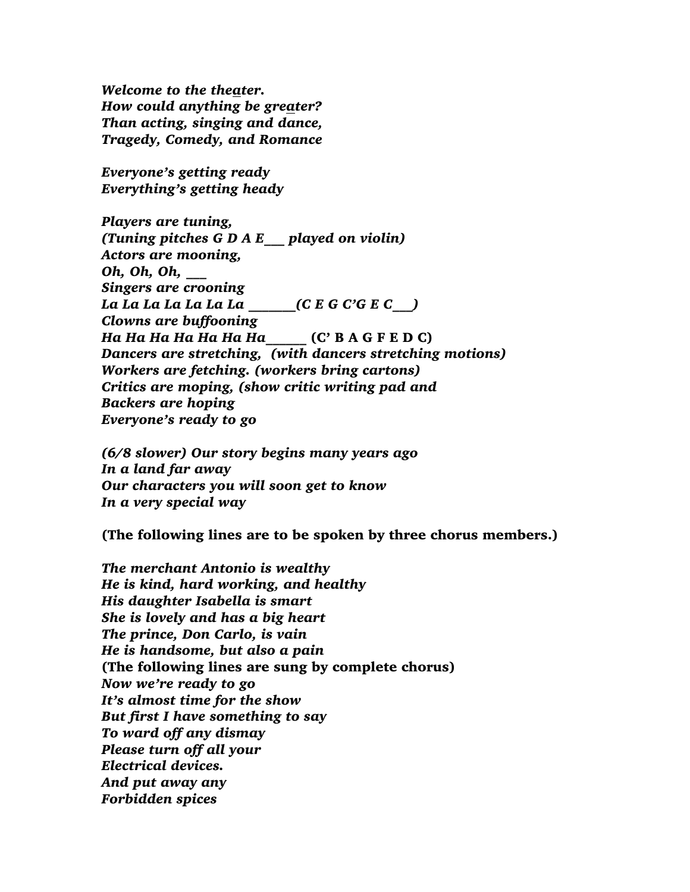*Welcome to the theater.*
*How could anything be greater?*
*Than acting, singing and dance,*
*Tragedy, Comedy, and Romance*

*Everyone's getting ready*
*Everything's getting heady*

*Players are tuning,*
*(Tuning pitches G D A E___ played on violin)*
*Actors are mooning,*
*Oh, Oh, Oh, ___*
*Singers are crooning*
*La La La La La La La _______(C E G C'G E C___)*
*Clowns are buffooning*
*Ha Ha Ha Ha Ha Ha Ha______* **(C' B A G F E D C)**
*Dancers are stretching, (with dancers stretching motions)*
*Workers are fetching. (workers bring cartons)*
*Critics are moping, (show critic writing pad and*
*Backers are hoping*
*Everyone's ready to go*

*(6/8 slower) Our story begins many years ago*
*In a land far away*
*Our characters you will soon get to know*
*In a very special way*

**(The following lines are to be spoken by three chorus members.)**

*The merchant Antonio is wealthy*
*He is kind, hard working, and healthy*
*His daughter Isabella is smart*
*She is lovely and has a big heart*
*The prince, Don Carlo, is vain*
*He is handsome, but also a pain*
**(The following lines are sung by complete chorus)**
*Now we're ready to go*
*It's almost time for the show*
*But first I have something to say*
*To ward off any dismay*
*Please turn off all your*
*Electrical devices.*
*And put away any*
*Forbidden spices*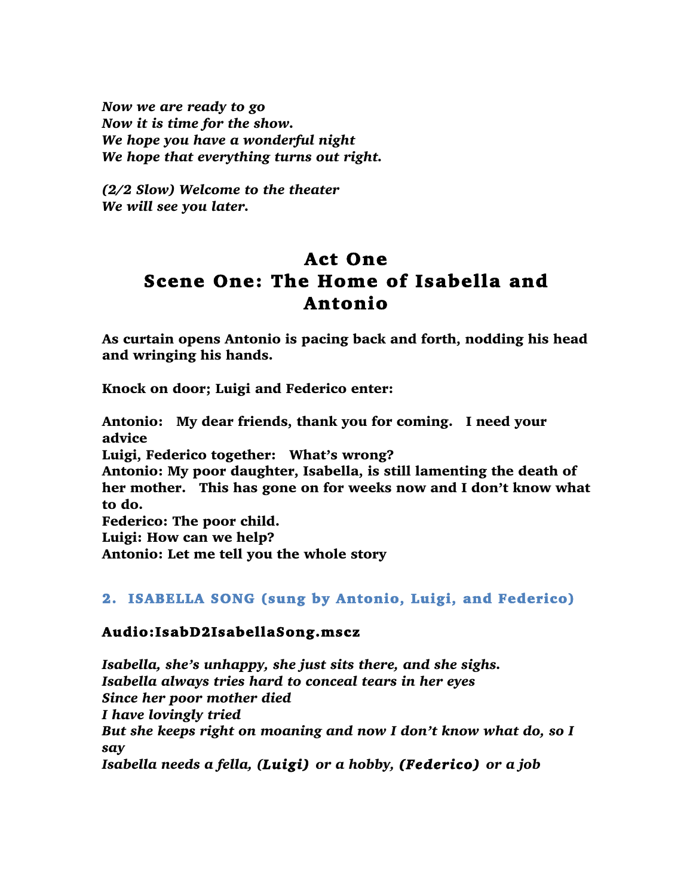*Now we are ready to go*
*Now it is time for the show.*
*We hope you have a wonderful night*
*We hope that everything turns out right.*

*(2/2 Slow) Welcome to the theater*
*We will see you later.*

# Act One
# Scene One: The Home of Isabella and Antonio

**As curtain opens Antonio is pacing back and forth, nodding his head and wringing his hands.**

**Knock on door; Luigi and Federico enter:**

**Antonio: My dear friends, thank you for coming. I need your advice**
**Luigi, Federico together: What's wrong?**
**Antonio: My poor daughter, Isabella, is still lamenting the death of her mother. This has gone on for weeks now and I don't know what to do.**
**Federico: The poor child.**
**Luigi: How can we help?**
**Antonio: Let me tell you the whole story**

## 2. ISABELLA SONG (sung by Antonio, Luigi, and Federico)

### Audio:IsabD2IsabellaSong.mscz

*Isabella, she's unhappy, she just sits there, and she sighs.*
*Isabella always tries hard to conceal tears in her eyes*
*Since her poor mother died*
*I have lovingly tried*
*But she keeps right on moaning and now I don't know what do, so I say*
*Isabella needs a fella,* ***(Luigi)*** *or a hobby,* ***(Federico)*** *or a job*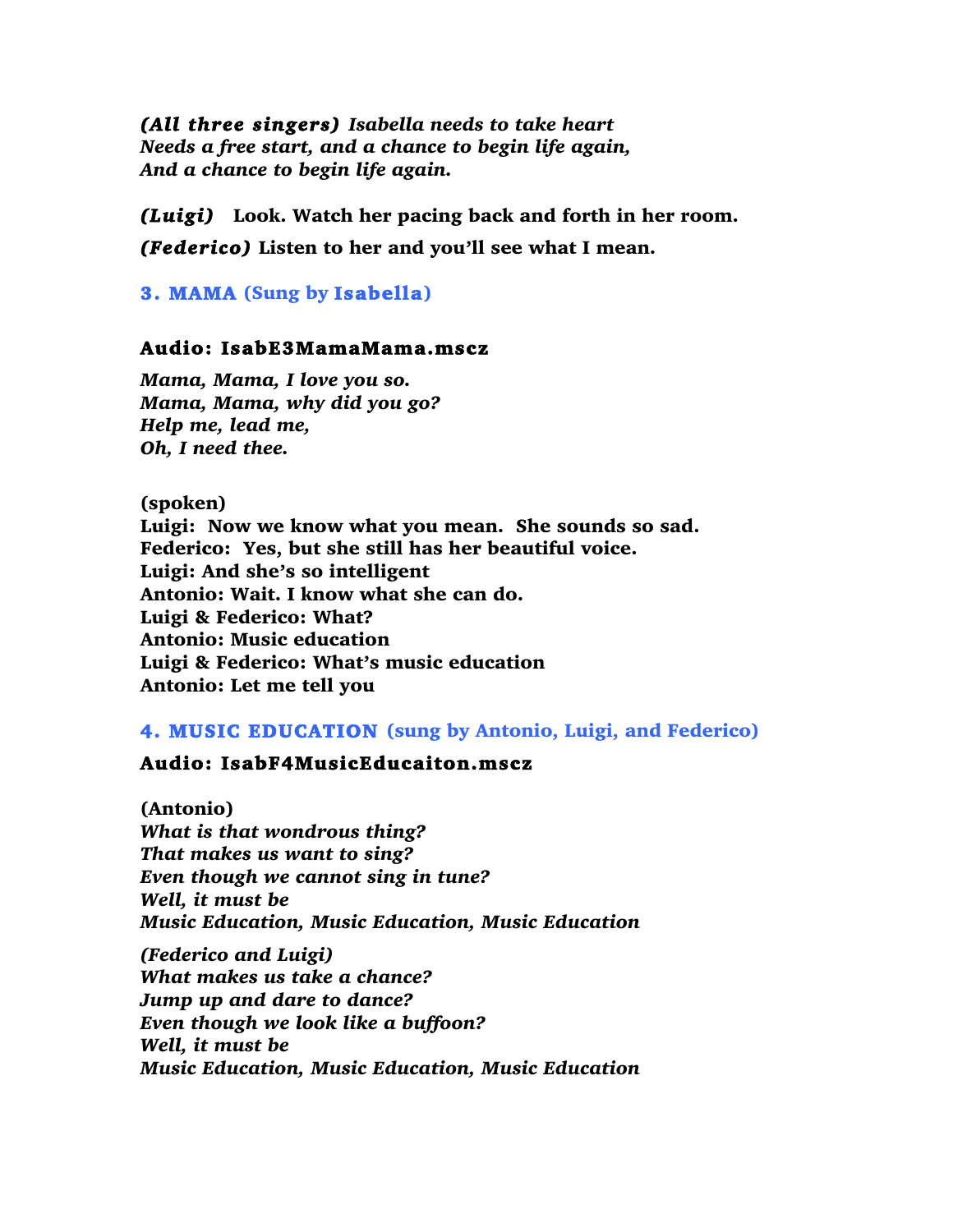***(All three singers)*** ***Isabella needs to take heart***
***Needs a free start, and a chance to begin life again,***
***And a chance to begin life again.***

***(Luigi)*** **Look. Watch her pacing back and forth in her room.**

***(Federico)*** **Listen to her and you'll see what I mean.**

### 3. MAMA (Sung by Isabella)

**Audio: IsabE3MamaMama.mscz**

***Mama, Mama, I love you so.***
***Mama, Mama, why did you go?***
***Help me, lead me,***
***Oh, I need thee.***

**(spoken)**
**Luigi: Now we know what you mean. She sounds so sad.**
**Federico: Yes, but she still has her beautiful voice.**
**Luigi: And she's so intelligent**
**Antonio: Wait. I know what she can do.**
**Luigi & Federico: What?**
**Antonio: Music education**
**Luigi & Federico: What's music education**
**Antonio: Let me tell you**

### 4. MUSIC EDUCATION (sung by Antonio, Luigi, and Federico)

**Audio: IsabF4MusicEducaiton.mscz**

**(Antonio)**
***What is that wondrous thing?***
***That makes us want to sing?***
***Even though we cannot sing in tune?***
***Well, it must be***
***Music Education, Music Education, Music Education***

***(Federico and Luigi)***
***What makes us take a chance?***
***Jump up and dare to dance?***
***Even though we look like a buffoon?***
***Well, it must be***
***Music Education, Music Education, Music Education***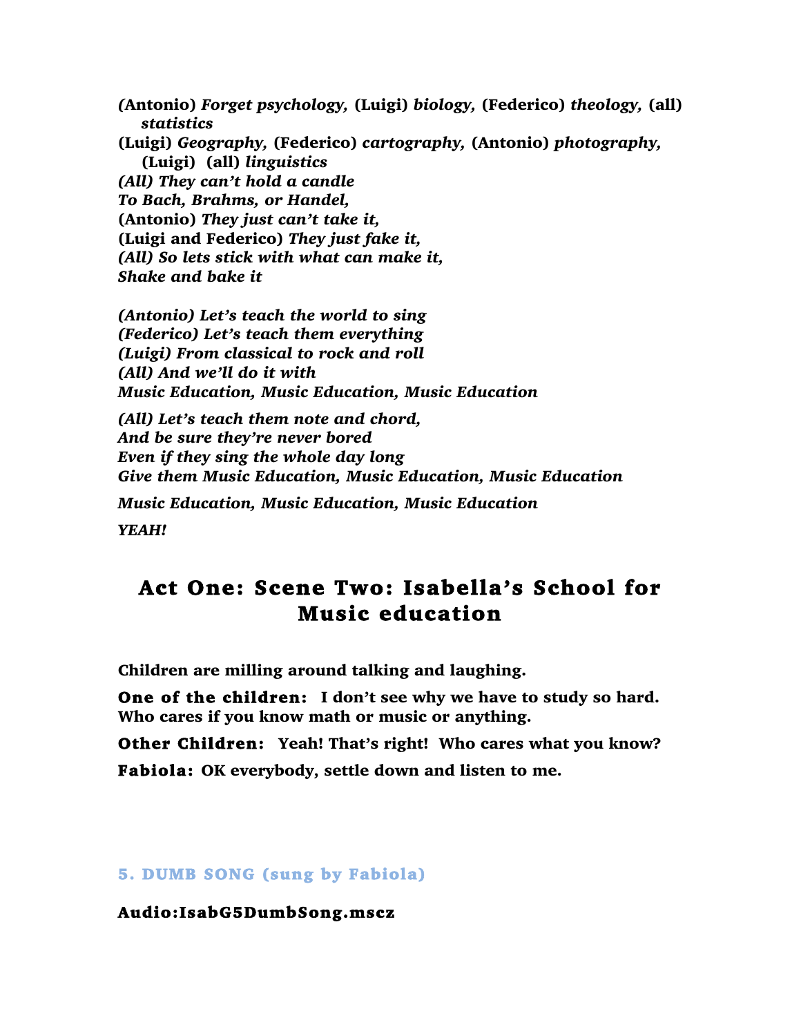*(**Antonio**) Forget psychology,* **(Luigi)** *biology,* **(Federico)** *theology,* **(all)** *statistics*
**(Luigi)** *Geography,* **(Federico)** *cartography,* **(Antonio)** *photography,* **(Luigi)** **(all)** *linguistics*
*(All) They can't hold a candle*
*To Bach, Brahms, or Handel,*
**(Antonio)** *They just can't take it,*
**(Luigi and Federico)** *They just fake it,*
*(All) So lets stick with what can make it,*
*Shake and bake it*

*(Antonio) Let's teach the world to sing*
*(Federico) Let's teach them everything*
*(Luigi) From classical to rock and roll*
*(All) And we'll do it with*
*Music Education, Music Education, Music Education*

*(All) Let's teach them note and chord,*
*And be sure they're never bored*
*Even if they sing the whole day long*
*Give them Music Education, Music Education, Music Education*

*Music Education, Music Education, Music Education*

*YEAH!*

## Act One: Scene Two: Isabella's School for Music education

**Children are milling around talking and laughing.**

**One of the children: I don't see why we have to study so hard. Who cares if you know math or music or anything.**

**Other Children: Yeah! That's right! Who cares what you know?**

**Fabiola: OK everybody, settle down and listen to me.**

**5. DUMB SONG (sung by Fabiola)**

**Audio:IsabG5DumbSong.mscz**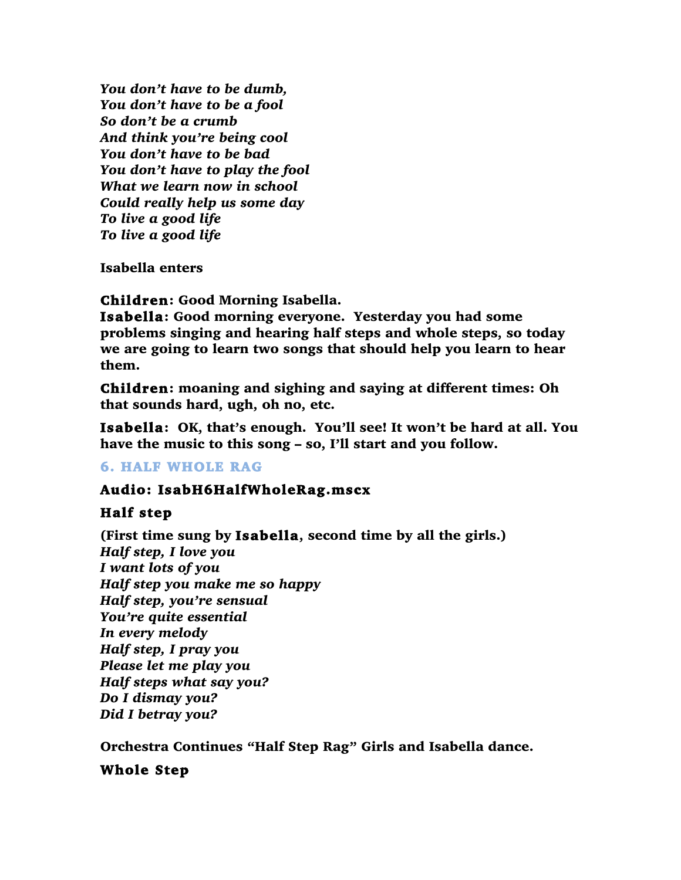*You don't have to be dumb,*
*You don't have to be a fool*
*So don't be a crumb*
*And think you're being cool*
*You don't have to be bad*
*You don't have to play the fool*
*What we learn now in school*
*Could really help us some day*
*To live a good life*
*To live a good life*

**Isabella enters**

**Children: Good Morning Isabella.**
**Isabella: Good morning everyone. Yesterday you had some problems singing and hearing half steps and whole steps, so today we are going to learn two songs that should help you learn to hear them.**

**Children: moaning and sighing and saying at different times: Oh that sounds hard, ugh, oh no, etc.**

**Isabella: OK, that's enough. You'll see! It won't be hard at all. You have the music to this song – so, I'll start and you follow.**

### 6. HALF WHOLE RAG

**Audio: IsabH6HalfWholeRag.mscx**

**Half step**

**(First time sung by Isabella, second time by all the girls.)**
*Half step, I love you*
*I want lots of you*
*Half step you make me so happy*
*Half step, you're sensual*
*You're quite essential*
*In every melody*
*Half step, I pray you*
*Please let me play you*
*Half steps what say you?*
*Do I dismay you?*
*Did I betray you?*

**Orchestra Continues "Half Step Rag" Girls and Isabella dance.**

**Whole Step**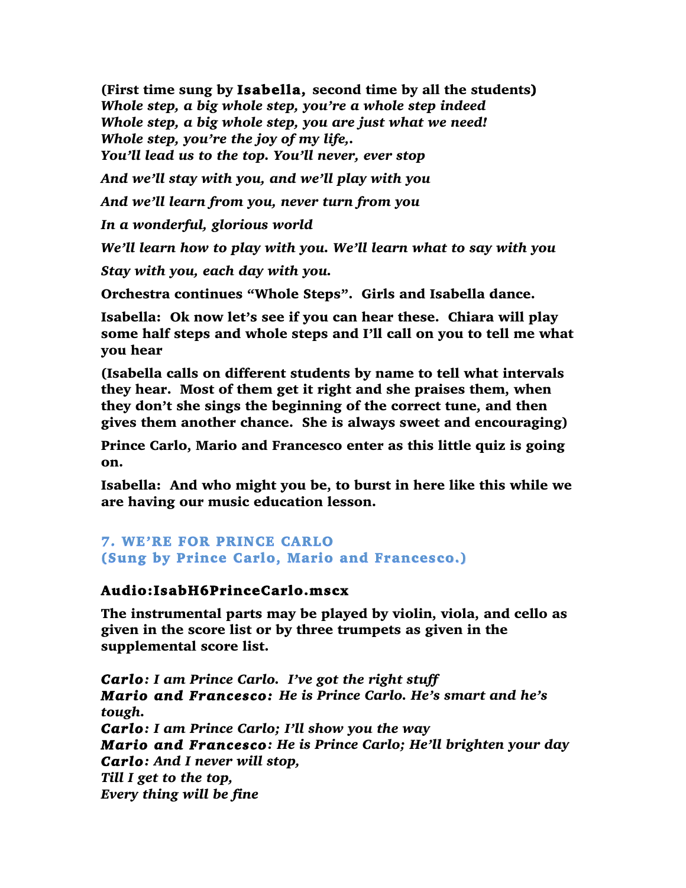**(First time sung by Isabella, second time by all the students)**
***Whole step, a big whole step, you're a whole step indeed***
***Whole step, a big whole step, you are just what we need!***
***Whole step, you're the joy of my life,.***
***You'll lead us to the top. You'll never, ever stop***

***And we'll stay with you, and we'll play with you***

***And we'll learn from you, never turn from you***

***In a wonderful, glorious world***

***We'll learn how to play with you. We'll learn what to say with you***

***Stay with you, each day with you.***

**Orchestra continues "Whole Steps". Girls and Isabella dance.**

**Isabella: Ok now let's see if you can hear these. Chiara will play some half steps and whole steps and I'll call on you to tell me what you hear**

**(Isabella calls on different students by name to tell what intervals they hear. Most of them get it right and she praises them, when they don't she sings the beginning of the correct tune, and then gives them another chance. She is always sweet and encouraging)**

**Prince Carlo, Mario and Francesco enter as this little quiz is going on.**

**Isabella: And who might you be, to burst in here like this while we are having our music education lesson.**

### 7. WE'RE FOR PRINCE CARLO
### (Sung by Prince Carlo, Mario and Francesco.)

#### Audio:IsabH6PrinceCarlo.mscx

**The instrumental parts may be played by violin, viola, and cello as given in the score list or by three trumpets as given in the supplemental score list.**

***Carlo: I am Prince Carlo. I've got the right stuff***
***Mario and Francesco: He is Prince Carlo. He's smart and he's tough.***
***Carlo: I am Prince Carlo; I'll show you the way***
***Mario and Francesco: He is Prince Carlo; He'll brighten your day***
***Carlo: And I never will stop,***
***Till I get to the top,***
***Every thing will be fine***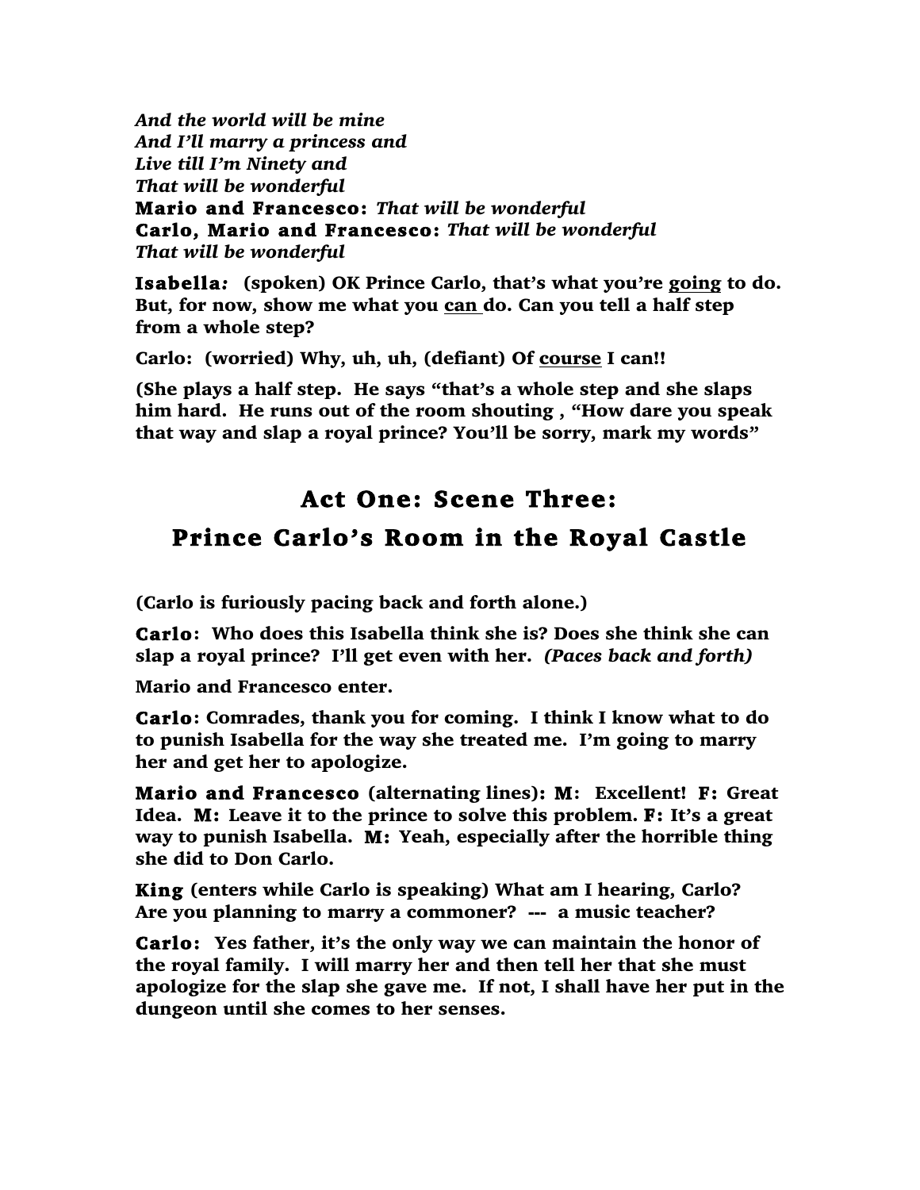*And the world will be mine*
*And I'll marry a princess and*
*Live till I'm Ninety and*
*That will be wonderful*
**Mario and Francesco:** *That will be wonderful*
**Carlo, Mario and Francesco:** *That will be wonderful*
*That will be wonderful*

**Isabella*:* (spoken) OK Prince Carlo, that's what you're <u>going</u> to do. But, for now, show me what you <u>can</u> do. Can you tell a half step from a whole step?**

**Carlo: (worried) Why, uh, uh, (defiant) Of <u>course</u> I can!!**

**(She plays a half step. He says "that's a whole step and she slaps him hard. He runs out of the room shouting , "How dare you speak that way and slap a royal prince? You'll be sorry, mark my words"**

## Act One: Scene Three:
## Prince Carlo's Room in the Royal Castle

**(Carlo is furiously pacing back and forth alone.)**

**Carlo: Who does this Isabella think she is? Does she think she can slap a royal prince? I'll get even with her.** ***(Paces back and forth)***

**Mario and Francesco enter.**

**Carlo: Comrades, thank you for coming. I think I know what to do to punish Isabella for the way she treated me. I'm going to marry her and get her to apologize.**

**Mario and Francesco (alternating lines): M: Excellent! F: Great Idea. M: Leave it to the prince to solve this problem. F: It's a great way to punish Isabella. M: Yeah, especially after the horrible thing she did to Don Carlo.**

**King (enters while Carlo is speaking) What am I hearing, Carlo? Are you planning to marry a commoner? --- a music teacher?**

**Carlo: Yes father, it's the only way we can maintain the honor of the royal family. I will marry her and then tell her that she must apologize for the slap she gave me. If not, I shall have her put in the dungeon until she comes to her senses.**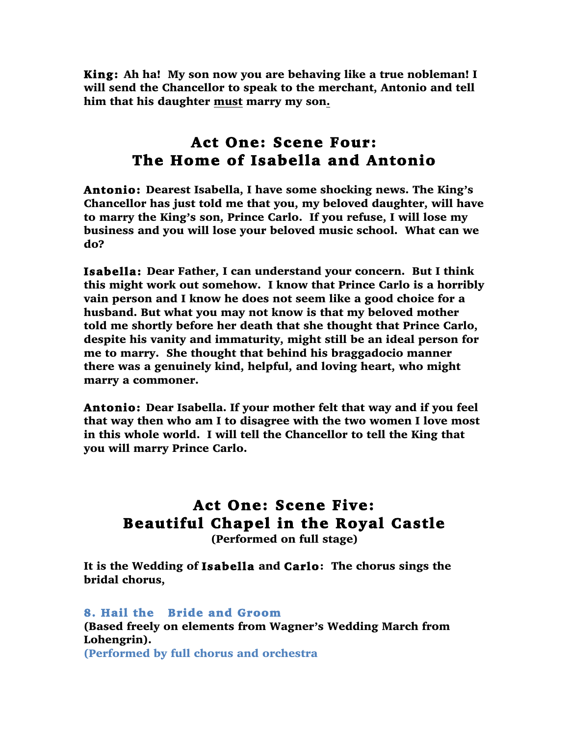**King: Ah ha! My son now you are behaving like a true nobleman! I will send the Chancellor to speak to the merchant, Antonio and tell him that his daughter <u>must</u> marry my son.**

## Act One: Scene Four: The Home of Isabella and Antonio

**Antonio: Dearest Isabella, I have some shocking news. The King's Chancellor has just told me that you, my beloved daughter, will have to marry the King's son, Prince Carlo. If you refuse, I will lose my business and you will lose your beloved music school. What can we do?**

**Isabella: Dear Father, I can understand your concern. But I think this might work out somehow. I know that Prince Carlo is a horribly vain person and I know he does not seem like a good choice for a husband. But what you may not know is that my beloved mother told me shortly before her death that she thought that Prince Carlo, despite his vanity and immaturity, might still be an ideal person for me to marry. She thought that behind his braggadocio manner there was a genuinely kind, helpful, and loving heart, who might marry a commoner.**

**Antonio: Dear Isabella. If your mother felt that way and if you feel that way then who am I to disagree with the two women I love most in this whole world. I will tell the Chancellor to tell the King that you will marry Prince Carlo.**

## Act One: Scene Five: Beautiful Chapel in the Royal Castle

**(Performed on full stage)**

**It is the Wedding of Isabella and Carlo: The chorus sings the bridal chorus,**

### 8. Hail the Bride and Groom

**(Based freely on elements from Wagner's Wedding March from Lohengrin).**

**(Performed by full chorus and orchestra**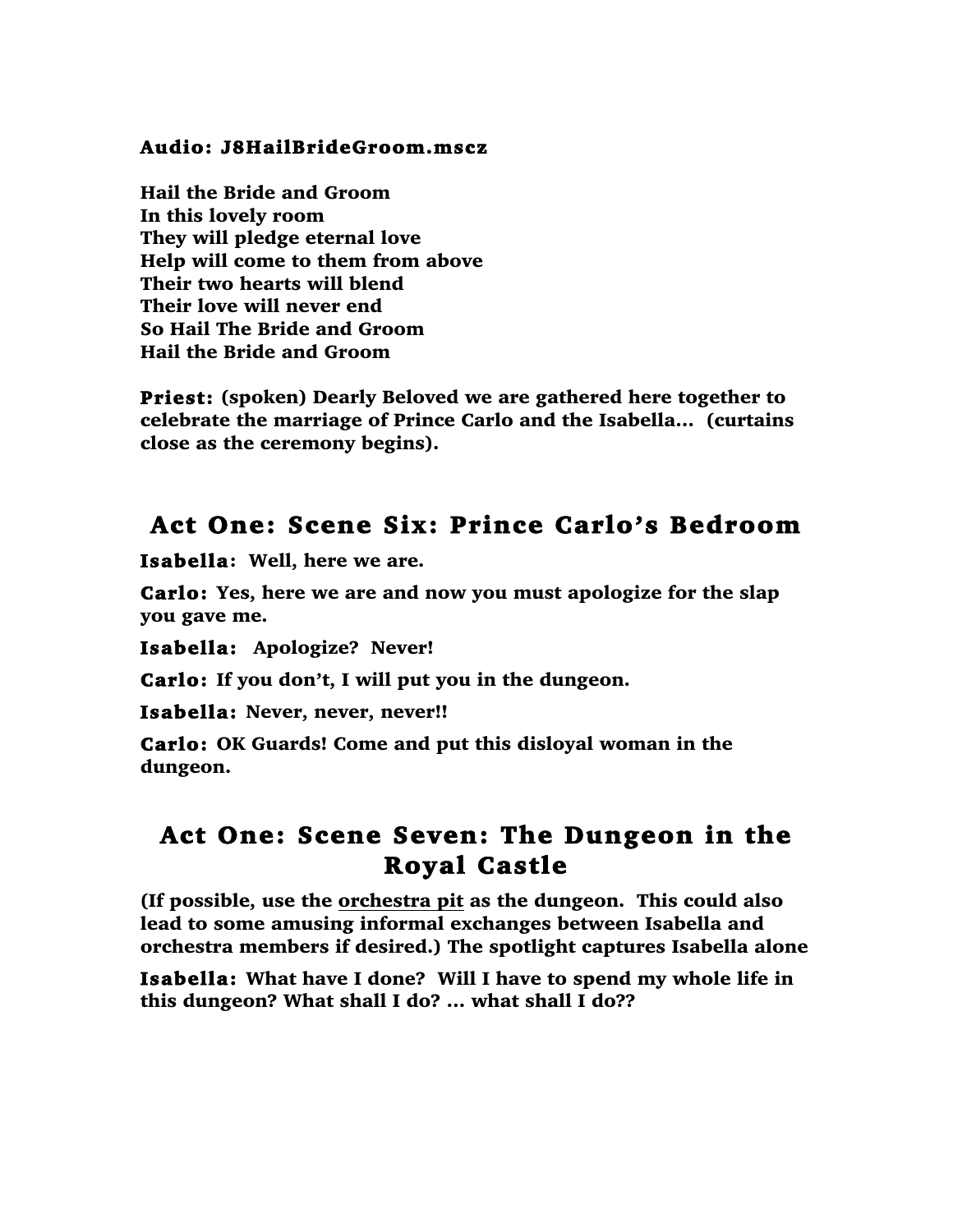**Audio: J8HailBrideGroom.mscz**

**Hail the Bride and Groom**
**In this lovely room**
**They will pledge eternal love**
**Help will come to them from above**
**Their two hearts will blend**
**Their love will never end**
**So Hail The Bride and Groom**
**Hail the Bride and Groom**

**Priest: (spoken) Dearly Beloved we are gathered here together to celebrate the marriage of Prince Carlo and the Isabella… (curtains close as the ceremony begins).**

## Act One: Scene Six: Prince Carlo's Bedroom

**Isabella: Well, here we are.**

**Carlo: Yes, here we are and now you must apologize for the slap you gave me.**

**Isabella: Apologize? Never!**

**Carlo: If you don't, I will put you in the dungeon.**

**Isabella: Never, never, never!!**

**Carlo: OK Guards! Come and put this disloyal woman in the dungeon.**

## Act One: Scene Seven: The Dungeon in the Royal Castle

**(If possible, use the orchestra pit as the dungeon. This could also lead to some amusing informal exchanges between Isabella and orchestra members if desired.) The spotlight captures Isabella alone**

**Isabella: What have I done? Will I have to spend my whole life in this dungeon? What shall I do? … what shall I do??**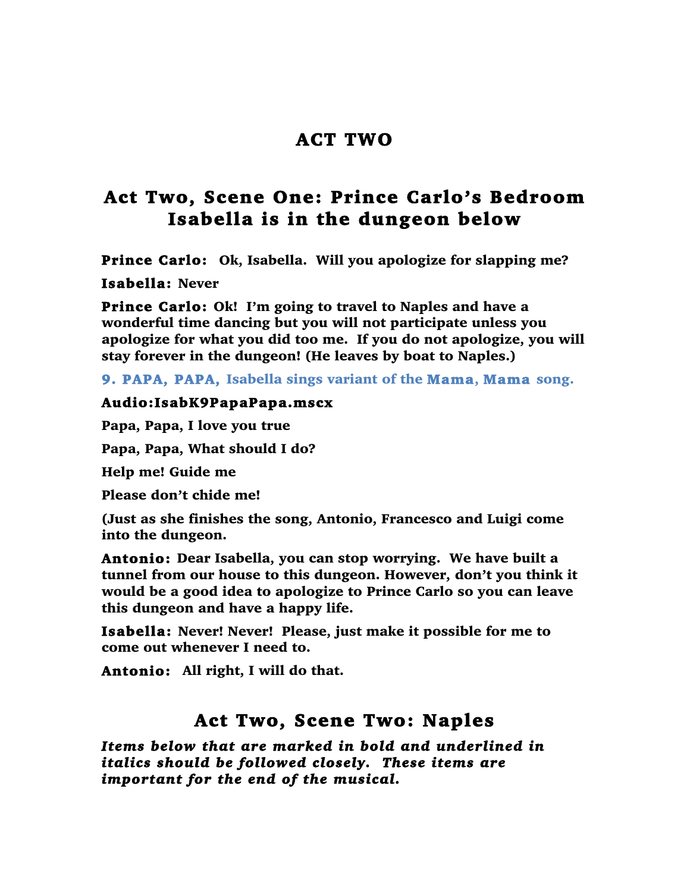# ACT TWO

## Act Two, Scene One: Prince Carlo's Bedroom Isabella is in the dungeon below

**Prince Carlo: Ok, Isabella. Will you apologize for slapping me?**

**Isabella: Never**

**Prince Carlo: Ok! I'm going to travel to Naples and have a wonderful time dancing but you will not participate unless you apologize for what you did too me. If you do not apologize, you will stay forever in the dungeon! (He leaves by boat to Naples.)**

**9. PAPA, PAPA, Isabella sings variant of the Mama, Mama song.**

**Audio:IsabK9PapaPapa.mscx**

**Papa, Papa, I love you true**

**Papa, Papa, What should I do?**

**Help me! Guide me**

**Please don't chide me!**

**(Just as she finishes the song, Antonio, Francesco and Luigi come into the dungeon.**

**Antonio: Dear Isabella, you can stop worrying. We have built a tunnel from our house to this dungeon. However, don't you think it would be a good idea to apologize to Prince Carlo so you can leave this dungeon and have a happy life.**

**Isabella: Never! Never! Please, just make it possible for me to come out whenever I need to.**

**Antonio: All right, I will do that.**

## Act Two, Scene Two: Naples

***Items below that are marked in bold and underlined in italics should be followed closely. These items are important for the end of the musical.***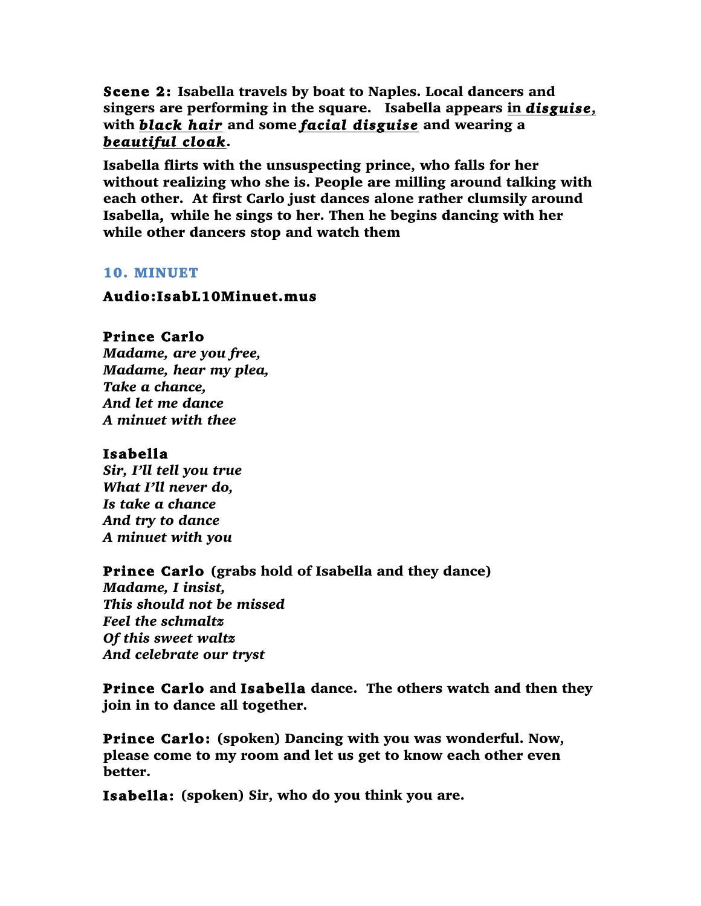**Scene 2: Isabella travels by boat to Naples. Local dancers and singers are performing in the square. Isabella appears in *disguise*, with *black hair* and some *facial disguise* and wearing a *beautiful cloak*.**

**Isabella flirts with the unsuspecting prince, who falls for her without realizing who she is. People are milling around talking with each other. At first Carlo just dances alone rather clumsily around Isabella, while he sings to her. Then he begins dancing with her while other dancers stop and watch them**

### 10. MINUET

**Audio:IsabL10Minuet.mus**

**Prince Carlo**
***Madame, are you free,***
***Madame, hear my plea,***
***Take a chance,***
***And let me dance***
***A minuet with thee***

**Isabella**
***Sir, I'll tell you true***
***What I'll never do,***
***Is take a chance***
***And try to dance***
***A minuet with you***

**Prince Carlo (grabs hold of Isabella and they dance)**
***Madame, I insist,***
***This should not be missed***
***Feel the schmaltz***
***Of this sweet waltz***
***And celebrate our tryst***

**Prince Carlo and Isabella dance. The others watch and then they join in to dance all together.**

**Prince Carlo: (spoken) Dancing with you was wonderful. Now, please come to my room and let us get to know each other even better.**

**Isabella: (spoken) Sir, who do you think you are.**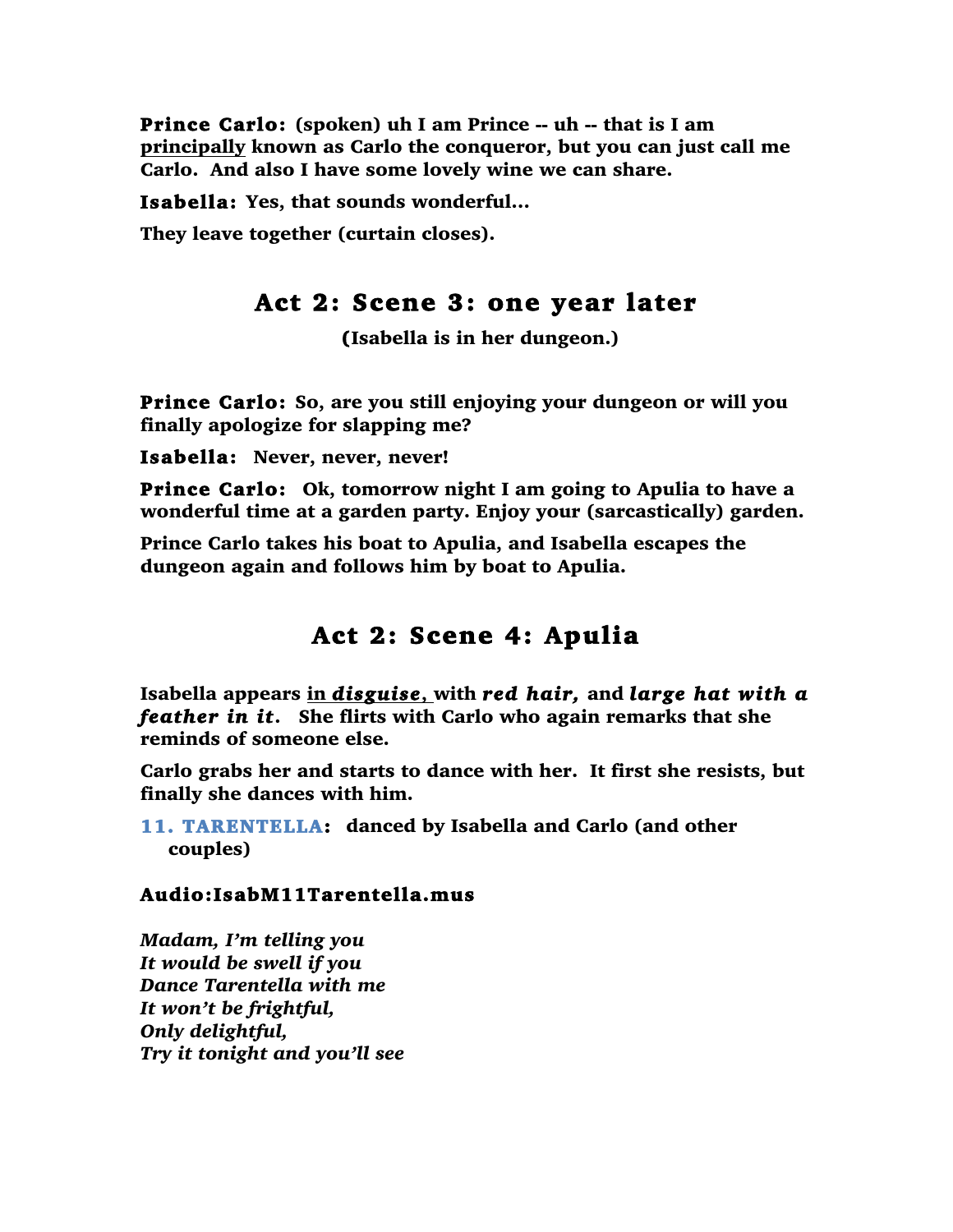**Prince Carlo: (spoken) uh I am Prince -- uh -- that is I am <u>principally</u> known as Carlo the conqueror, but you can just call me Carlo. And also I have some lovely wine we can share.**

**Isabella: Yes, that sounds wonderful…**

**They leave together (curtain closes).**

## Act 2: Scene 3: one year later

**(Isabella is in her dungeon.)**

**Prince Carlo: So, are you still enjoying your dungeon or will you finally apologize for slapping me?**

**Isabella: Never, never, never!**

**Prince Carlo: Ok, tomorrow night I am going to Apulia to have a wonderful time at a garden party. Enjoy your (sarcastically) garden.**

**Prince Carlo takes his boat to Apulia, and Isabella escapes the dungeon again and follows him by boat to Apulia.**

## Act 2: Scene 4: Apulia

**Isabella appears <u>in *disguise*,</u> with *red hair,* and *large hat with a feather in it*. She flirts with Carlo who again remarks that she reminds of someone else.**

**Carlo grabs her and starts to dance with her. It first she resists, but finally she dances with him.**

**11. TARENTELLA: danced by Isabella and Carlo (and other couples)**

**Audio:IsabM11Tarentella.mus**

***Madam, I'm telling you***
***It would be swell if you***
***Dance Tarentella with me***
***It won't be frightful,***
***Only delightful,***
***Try it tonight and you'll see***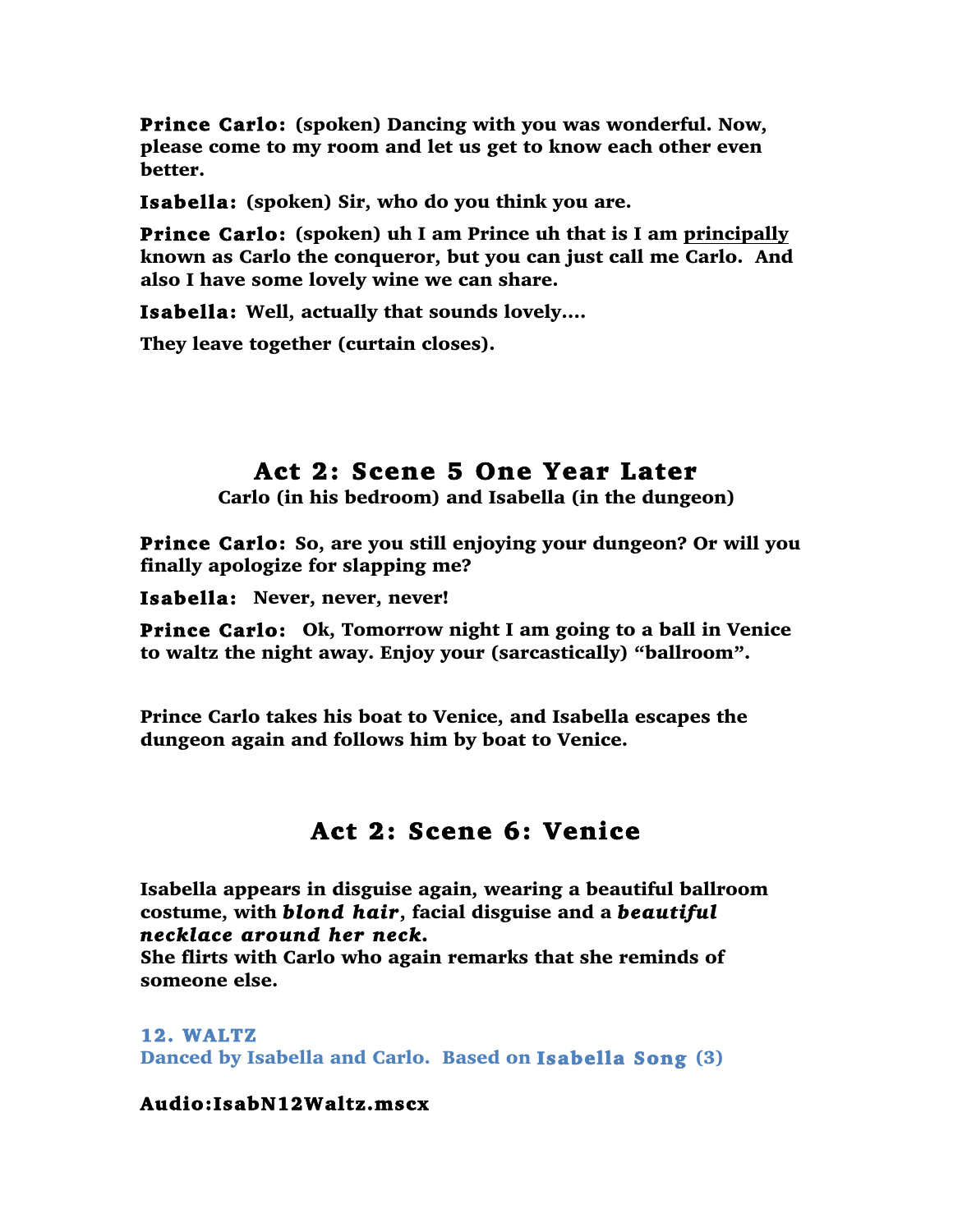**Prince Carlo:** (spoken) Dancing with you was wonderful. Now, please come to my room and let us get to know each other even better.

**Isabella:** (spoken) Sir, who do you think you are.

**Prince Carlo:** (spoken) uh I am Prince uh that is I am <u>principally</u> known as Carlo the conqueror, but you can just call me Carlo. And also I have some lovely wine we can share.

**Isabella:** Well, actually that sounds lovely….

**They leave together (curtain closes).**

## Act 2: Scene 5 One Year Later

**Carlo (in his bedroom) and Isabella (in the dungeon)**

**Prince Carlo:** So, are you still enjoying your dungeon? Or will you finally apologize for slapping me?

**Isabella:** Never, never, never!

**Prince Carlo:** Ok, Tomorrow night I am going to a ball in Venice to waltz the night away. Enjoy your (sarcastically) "ballroom".

**Prince Carlo takes his boat to Venice, and Isabella escapes the dungeon again and follows him by boat to Venice.**

## Act 2: Scene 6: Venice

**Isabella appears in disguise again, wearing a beautiful ballroom costume, with *blond hair*, facial disguise and a *beautiful necklace around her neck.***
**She flirts with Carlo who again remarks that she reminds of someone else.**

**12. WALTZ**
**Danced by Isabella and Carlo. Based on Isabella Song (3)**

**Audio:IsabN12Waltz.mscx**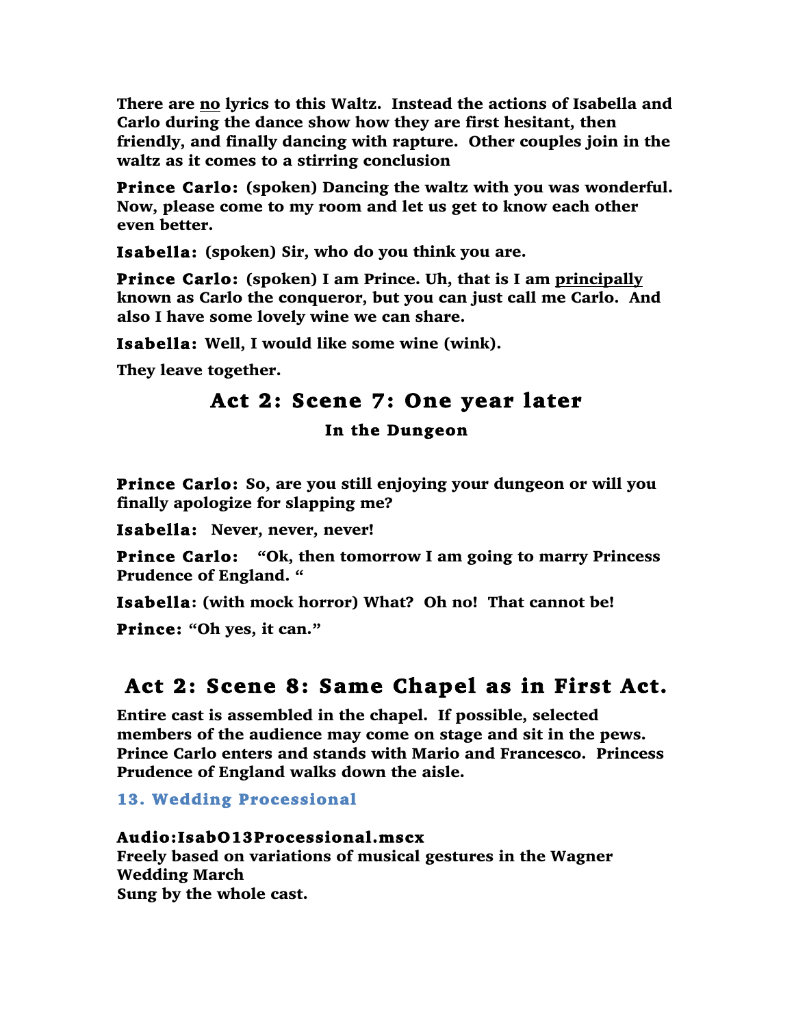**There are <u>no</u> lyrics to this Waltz. Instead the actions of Isabella and Carlo during the dance show how they are first hesitant, then friendly, and finally dancing with rapture. Other couples join in the waltz as it comes to a stirring conclusion**

**Prince Carlo: (spoken) Dancing the waltz with you was wonderful. Now, please come to my room and let us get to know each other even better.**

**Isabella: (spoken) Sir, who do you think you are.**

**Prince Carlo: (spoken) I am Prince. Uh, that is I am <u>principally</u> known as Carlo the conqueror, but you can just call me Carlo. And also I have some lovely wine we can share.**

**Isabella: Well, I would like some wine (wink).**

**They leave together.**

## Act 2: Scene 7: One year later

### In the Dungeon

**Prince Carlo: So, are you still enjoying your dungeon or will you finally apologize for slapping me?**

**Isabella: Never, never, never!**

**Prince Carlo: "Ok, then tomorrow I am going to marry Princess Prudence of England. "**

**Isabella: (with mock horror) What? Oh no! That cannot be!**

**Prince: "Oh yes, it can."**

## Act 2: Scene 8: Same Chapel as in First Act.

**Entire cast is assembled in the chapel. If possible, selected members of the audience may come on stage and sit in the pews. Prince Carlo enters and stands with Mario and Francesco. Princess Prudence of England walks down the aisle.**

### 13. Wedding Processional

**Audio:IsabO13Processional.mscx**
**Freely based on variations of musical gestures in the Wagner Wedding March**
**Sung by the whole cast.**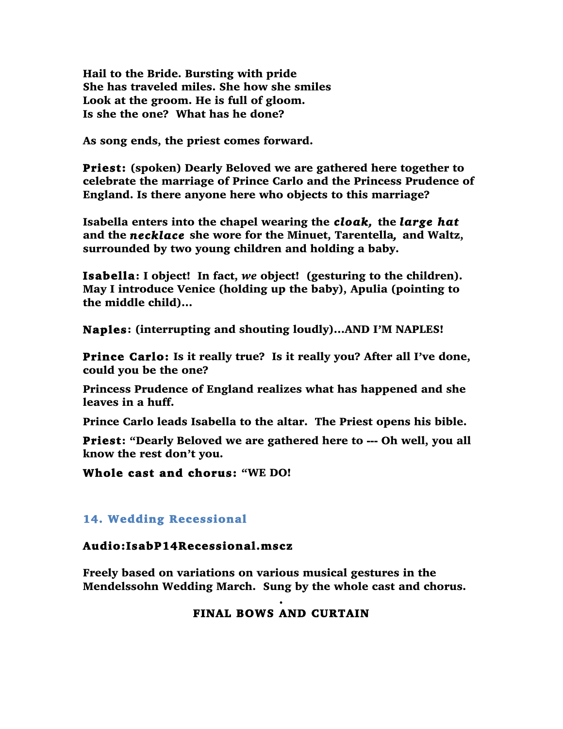**Hail to the Bride. Bursting with pride**
**She has traveled miles. She how she smiles**
**Look at the groom. He is full of gloom.**
**Is she the one? What has he done?**

**As song ends, the priest comes forward.**

**Priest: (spoken) Dearly Beloved we are gathered here together to celebrate the marriage of Prince Carlo and the Princess Prudence of England. Is there anyone here who objects to this marriage?**

**Isabella enters into the chapel wearing the *cloak,* the *large hat* and the *necklace* she wore for the Minuet, Tarentella, and Waltz, surrounded by two young children and holding a baby.**

**Isabella: I object! In fact, *we* object! (gesturing to the children). May I introduce Venice (holding up the baby), Apulia (pointing to the middle child)…**

**Naples: (interrupting and shouting loudly)…AND I'M NAPLES!**

**Prince Carlo: Is it really true? Is it really you? After all I've done, could you be the one?**

**Princess Prudence of England realizes what has happened and she leaves in a huff.**

**Prince Carlo leads Isabella to the altar. The Priest opens his bible.**

**Priest: "Dearly Beloved we are gathered here to --- Oh well, you all know the rest don't you.**

**Whole cast and chorus: "WE DO!**

## 14. Wedding Recessional

**Audio:IsabP14Recessional.mscz**

**Freely based on variations on various musical gestures in the Mendelssohn Wedding March. Sung by the whole cast and chorus.**

**FINAL BOWS AND CURTAIN**